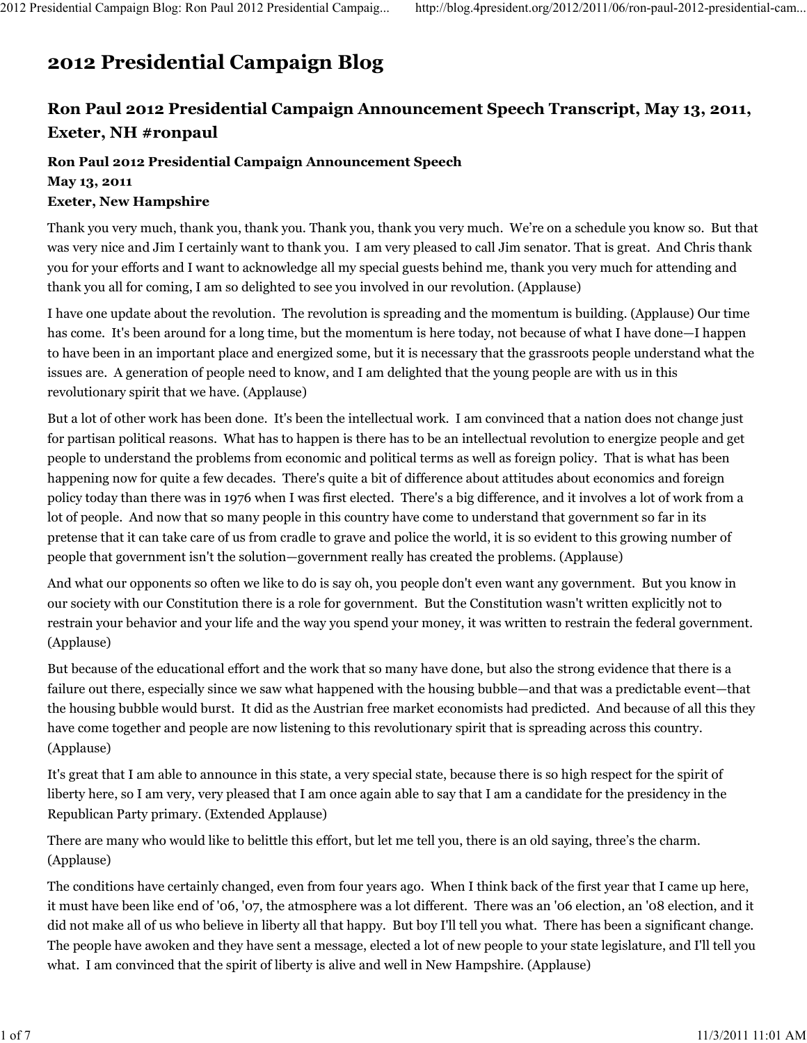# 2012 Presidential Campaign Blog

## Ron Paul 2012 Presidential Campaign Announcement Speech Transcript, May 13, 2011, Exeter, NH #ronpaul

**Ron Paul 2012 Presidential Campaign Announcement Speech**
**May 13, 2011**
**Exeter, New Hampshire**

Thank you very much, thank you, thank you. Thank you, thank you very much. We're on a schedule you know so. But that was very nice and Jim I certainly want to thank you. I am very pleased to call Jim senator. That is great. And Chris thank you for your efforts and I want to acknowledge all my special guests behind me, thank you very much for attending and thank you all for coming, I am so delighted to see you involved in our revolution. (Applause)

I have one update about the revolution. The revolution is spreading and the momentum is building. (Applause) Our time has come. It's been around for a long time, but the momentum is here today, not because of what I have done—I happen to have been in an important place and energized some, but it is necessary that the grassroots people understand what the issues are. A generation of people need to know, and I am delighted that the young people are with us in this revolutionary spirit that we have. (Applause)

But a lot of other work has been done. It's been the intellectual work. I am convinced that a nation does not change just for partisan political reasons. What has to happen is there has to be an intellectual revolution to energize people and get people to understand the problems from economic and political terms as well as foreign policy. That is what has been happening now for quite a few decades. There's quite a bit of difference about attitudes about economics and foreign policy today than there was in 1976 when I was first elected. There's a big difference, and it involves a lot of work from a lot of people. And now that so many people in this country have come to understand that government so far in its pretense that it can take care of us from cradle to grave and police the world, it is so evident to this growing number of people that government isn't the solution—government really has created the problems. (Applause)

And what our opponents so often we like to do is say oh, you people don't even want any government. But you know in our society with our Constitution there is a role for government. But the Constitution wasn't written explicitly not to restrain your behavior and your life and the way you spend your money, it was written to restrain the federal government. (Applause)

But because of the educational effort and the work that so many have done, but also the strong evidence that there is a failure out there, especially since we saw what happened with the housing bubble—and that was a predictable event—that the housing bubble would burst. It did as the Austrian free market economists had predicted. And because of all this they have come together and people are now listening to this revolutionary spirit that is spreading across this country. (Applause)

It's great that I am able to announce in this state, a very special state, because there is so high respect for the spirit of liberty here, so I am very, very pleased that I am once again able to say that I am a candidate for the presidency in the Republican Party primary. (Extended Applause)

There are many who would like to belittle this effort, but let me tell you, there is an old saying, three's the charm. (Applause)

The conditions have certainly changed, even from four years ago. When I think back of the first year that I came up here, it must have been like end of '06, '07, the atmosphere was a lot different. There was an '06 election, an '08 election, and it did not make all of us who believe in liberty all that happy. But boy I'll tell you what. There has been a significant change. The people have awoken and they have sent a message, elected a lot of new people to your state legislature, and I'll tell you what. I am convinced that the spirit of liberty is alive and well in New Hampshire. (Applause)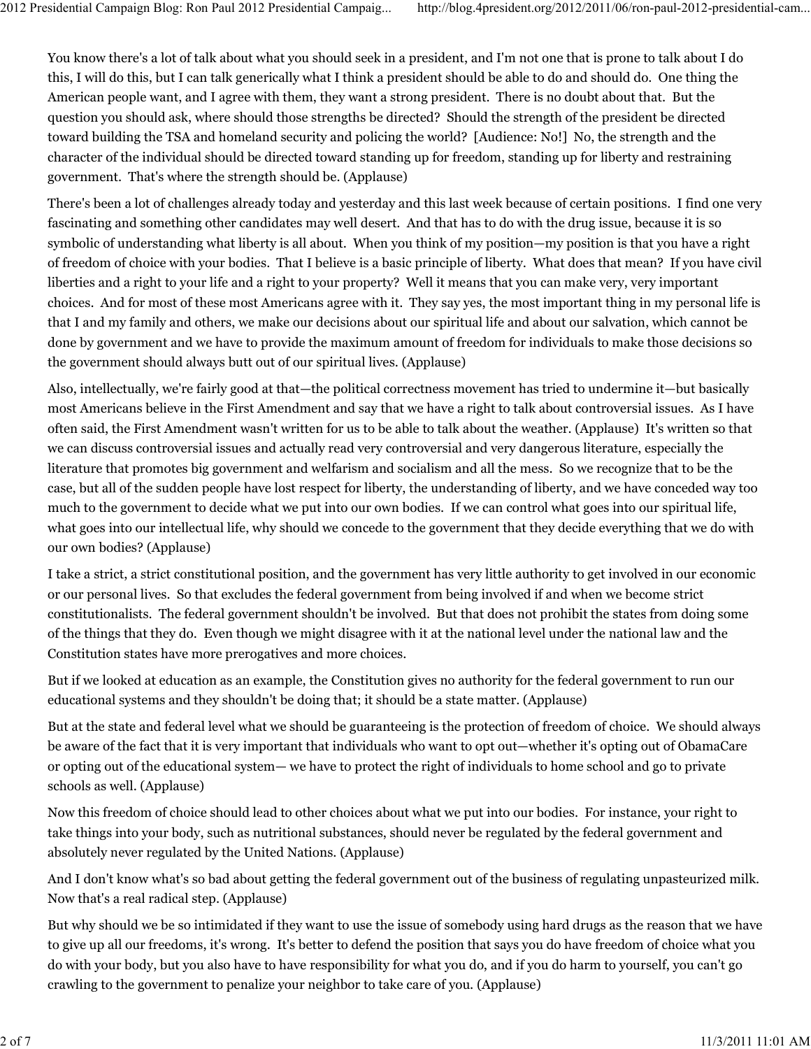You know there's a lot of talk about what you should seek in a president, and I'm not one that is prone to talk about I do this, I will do this, but I can talk generically what I think a president should be able to do and should do. One thing the American people want, and I agree with them, they want a strong president. There is no doubt about that. But the question you should ask, where should those strengths be directed? Should the strength of the president be directed toward building the TSA and homeland security and policing the world? [Audience: No!] No, the strength and the character of the individual should be directed toward standing up for freedom, standing up for liberty and restraining government. That's where the strength should be. (Applause)

There's been a lot of challenges already today and yesterday and this last week because of certain positions. I find one very fascinating and something other candidates may well desert. And that has to do with the drug issue, because it is so symbolic of understanding what liberty is all about. When you think of my position—my position is that you have a right of freedom of choice with your bodies. That I believe is a basic principle of liberty. What does that mean? If you have civil liberties and a right to your life and a right to your property? Well it means that you can make very, very important choices. And for most of these most Americans agree with it. They say yes, the most important thing in my personal life is that I and my family and others, we make our decisions about our spiritual life and about our salvation, which cannot be done by government and we have to provide the maximum amount of freedom for individuals to make those decisions so the government should always butt out of our spiritual lives. (Applause)

Also, intellectually, we're fairly good at that—the political correctness movement has tried to undermine it—but basically most Americans believe in the First Amendment and say that we have a right to talk about controversial issues. As I have often said, the First Amendment wasn't written for us to be able to talk about the weather. (Applause) It's written so that we can discuss controversial issues and actually read very controversial and very dangerous literature, especially the literature that promotes big government and welfarism and socialism and all the mess. So we recognize that to be the case, but all of the sudden people have lost respect for liberty, the understanding of liberty, and we have conceded way too much to the government to decide what we put into our own bodies. If we can control what goes into our spiritual life, what goes into our intellectual life, why should we concede to the government that they decide everything that we do with our own bodies? (Applause)

I take a strict, a strict constitutional position, and the government has very little authority to get involved in our economic or our personal lives. So that excludes the federal government from being involved if and when we become strict constitutionalists. The federal government shouldn't be involved. But that does not prohibit the states from doing some of the things that they do. Even though we might disagree with it at the national level under the national law and the Constitution states have more prerogatives and more choices.

But if we looked at education as an example, the Constitution gives no authority for the federal government to run our educational systems and they shouldn't be doing that; it should be a state matter. (Applause)

But at the state and federal level what we should be guaranteeing is the protection of freedom of choice. We should always be aware of the fact that it is very important that individuals who want to opt out—whether it's opting out of ObamaCare or opting out of the educational system— we have to protect the right of individuals to home school and go to private schools as well. (Applause)

Now this freedom of choice should lead to other choices about what we put into our bodies. For instance, your right to take things into your body, such as nutritional substances, should never be regulated by the federal government and absolutely never regulated by the United Nations. (Applause)

And I don't know what's so bad about getting the federal government out of the business of regulating unpasteurized milk. Now that's a real radical step. (Applause)

But why should we be so intimidated if they want to use the issue of somebody using hard drugs as the reason that we have to give up all our freedoms, it's wrong. It's better to defend the position that says you do have freedom of choice what you do with your body, but you also have to have responsibility for what you do, and if you do harm to yourself, you can't go crawling to the government to penalize your neighbor to take care of you. (Applause)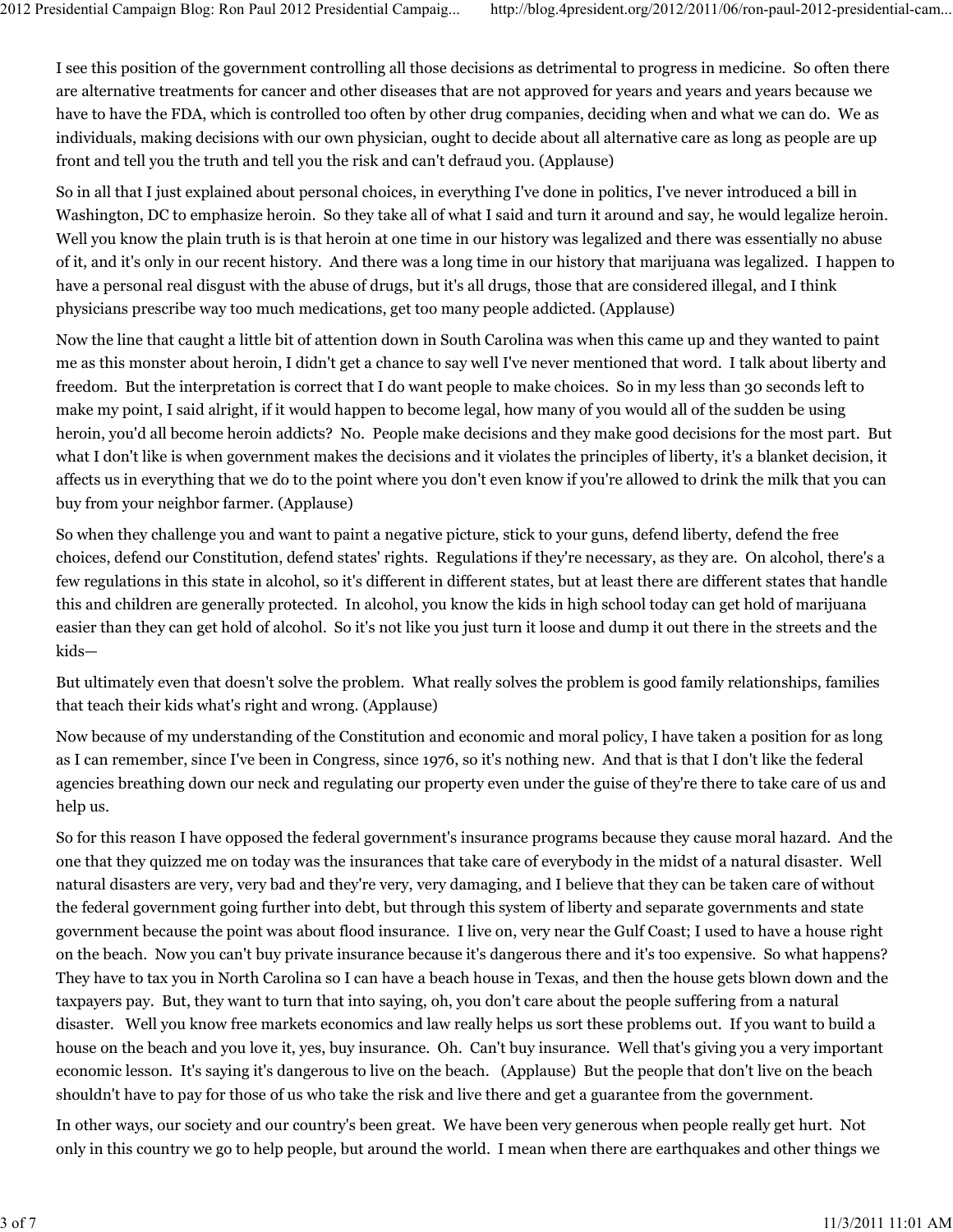I see this position of the government controlling all those decisions as detrimental to progress in medicine. So often there are alternative treatments for cancer and other diseases that are not approved for years and years and years because we have to have the FDA, which is controlled too often by other drug companies, deciding when and what we can do. We as individuals, making decisions with our own physician, ought to decide about all alternative care as long as people are up front and tell you the truth and tell you the risk and can't defraud you. (Applause)

So in all that I just explained about personal choices, in everything I've done in politics, I've never introduced a bill in Washington, DC to emphasize heroin. So they take all of what I said and turn it around and say, he would legalize heroin. Well you know the plain truth is is that heroin at one time in our history was legalized and there was essentially no abuse of it, and it's only in our recent history. And there was a long time in our history that marijuana was legalized. I happen to have a personal real disgust with the abuse of drugs, but it's all drugs, those that are considered illegal, and I think physicians prescribe way too much medications, get too many people addicted. (Applause)

Now the line that caught a little bit of attention down in South Carolina was when this came up and they wanted to paint me as this monster about heroin, I didn't get a chance to say well I've never mentioned that word. I talk about liberty and freedom. But the interpretation is correct that I do want people to make choices. So in my less than 30 seconds left to make my point, I said alright, if it would happen to become legal, how many of you would all of the sudden be using heroin, you'd all become heroin addicts? No. People make decisions and they make good decisions for the most part. But what I don't like is when government makes the decisions and it violates the principles of liberty, it's a blanket decision, it affects us in everything that we do to the point where you don't even know if you're allowed to drink the milk that you can buy from your neighbor farmer. (Applause)

So when they challenge you and want to paint a negative picture, stick to your guns, defend liberty, defend the free choices, defend our Constitution, defend states' rights. Regulations if they're necessary, as they are. On alcohol, there's a few regulations in this state in alcohol, so it's different in different states, but at least there are different states that handle this and children are generally protected. In alcohol, you know the kids in high school today can get hold of marijuana easier than they can get hold of alcohol. So it's not like you just turn it loose and dump it out there in the streets and the kids—

But ultimately even that doesn't solve the problem. What really solves the problem is good family relationships, families that teach their kids what's right and wrong. (Applause)

Now because of my understanding of the Constitution and economic and moral policy, I have taken a position for as long as I can remember, since I've been in Congress, since 1976, so it's nothing new. And that is that I don't like the federal agencies breathing down our neck and regulating our property even under the guise of they're there to take care of us and help us.

So for this reason I have opposed the federal government's insurance programs because they cause moral hazard. And the one that they quizzed me on today was the insurances that take care of everybody in the midst of a natural disaster. Well natural disasters are very, very bad and they're very, very damaging, and I believe that they can be taken care of without the federal government going further into debt, but through this system of liberty and separate governments and state government because the point was about flood insurance. I live on, very near the Gulf Coast; I used to have a house right on the beach. Now you can't buy private insurance because it's dangerous there and it's too expensive. So what happens? They have to tax you in North Carolina so I can have a beach house in Texas, and then the house gets blown down and the taxpayers pay. But, they want to turn that into saying, oh, you don't care about the people suffering from a natural disaster. Well you know free markets economics and law really helps us sort these problems out. If you want to build a house on the beach and you love it, yes, buy insurance. Oh. Can't buy insurance. Well that's giving you a very important economic lesson. It's saying it's dangerous to live on the beach. (Applause) But the people that don't live on the beach shouldn't have to pay for those of us who take the risk and live there and get a guarantee from the government.

In other ways, our society and our country's been great. We have been very generous when people really get hurt. Not only in this country we go to help people, but around the world. I mean when there are earthquakes and other things we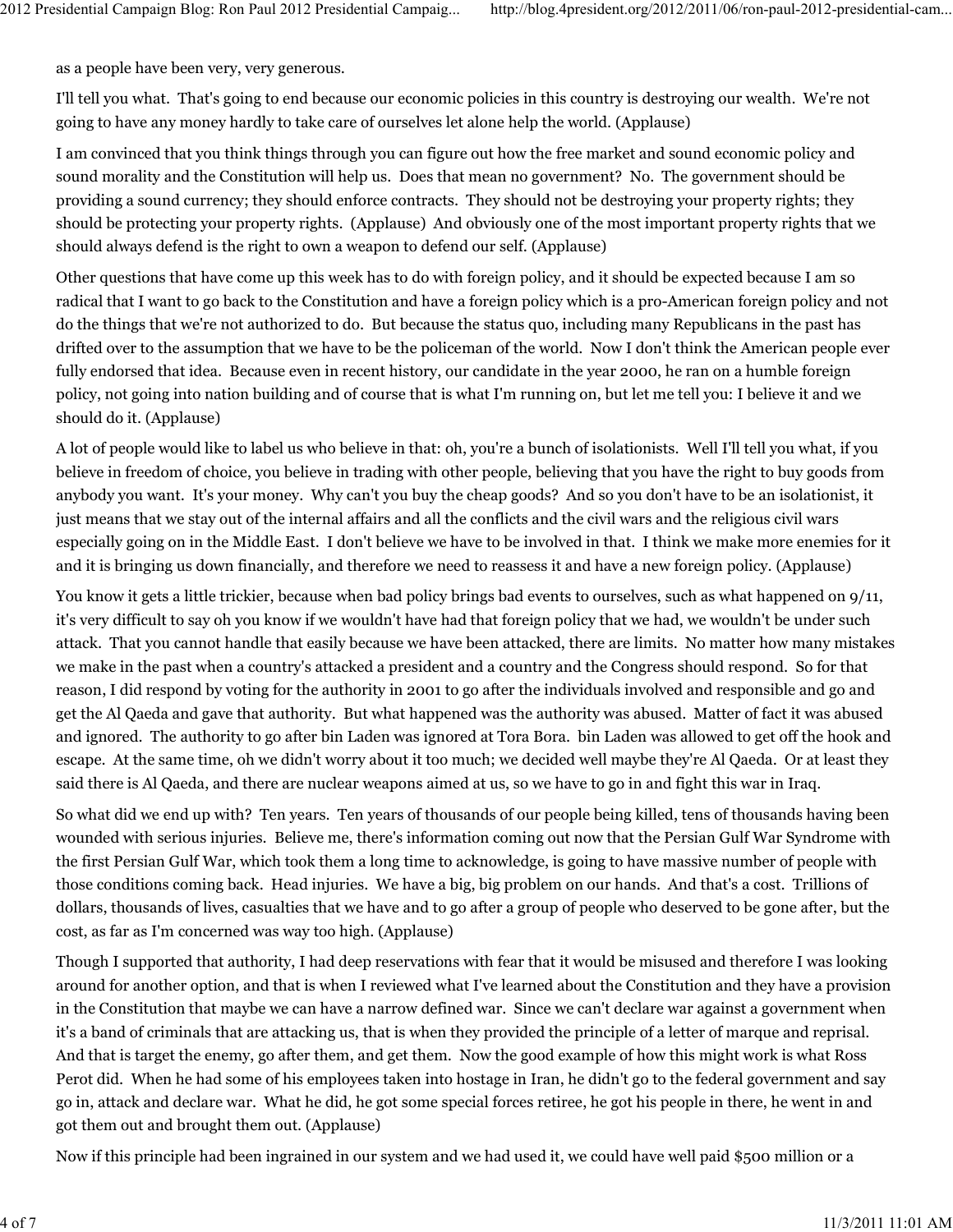as a people have been very, very generous.

I'll tell you what. That's going to end because our economic policies in this country is destroying our wealth. We're not going to have any money hardly to take care of ourselves let alone help the world. (Applause)

I am convinced that you think things through you can figure out how the free market and sound economic policy and sound morality and the Constitution will help us. Does that mean no government? No. The government should be providing a sound currency; they should enforce contracts. They should not be destroying your property rights; they should be protecting your property rights. (Applause) And obviously one of the most important property rights that we should always defend is the right to own a weapon to defend our self. (Applause)

Other questions that have come up this week has to do with foreign policy, and it should be expected because I am so radical that I want to go back to the Constitution and have a foreign policy which is a pro-American foreign policy and not do the things that we're not authorized to do. But because the status quo, including many Republicans in the past has drifted over to the assumption that we have to be the policeman of the world. Now I don't think the American people ever fully endorsed that idea. Because even in recent history, our candidate in the year 2000, he ran on a humble foreign policy, not going into nation building and of course that is what I'm running on, but let me tell you: I believe it and we should do it. (Applause)

A lot of people would like to label us who believe in that: oh, you're a bunch of isolationists. Well I'll tell you what, if you believe in freedom of choice, you believe in trading with other people, believing that you have the right to buy goods from anybody you want. It's your money. Why can't you buy the cheap goods? And so you don't have to be an isolationist, it just means that we stay out of the internal affairs and all the conflicts and the civil wars and the religious civil wars especially going on in the Middle East. I don't believe we have to be involved in that. I think we make more enemies for it and it is bringing us down financially, and therefore we need to reassess it and have a new foreign policy. (Applause)

You know it gets a little trickier, because when bad policy brings bad events to ourselves, such as what happened on 9/11, it's very difficult to say oh you know if we wouldn't have had that foreign policy that we had, we wouldn't be under such attack. That you cannot handle that easily because we have been attacked, there are limits. No matter how many mistakes we make in the past when a country's attacked a president and a country and the Congress should respond. So for that reason, I did respond by voting for the authority in 2001 to go after the individuals involved and responsible and go and get the Al Qaeda and gave that authority. But what happened was the authority was abused. Matter of fact it was abused and ignored. The authority to go after bin Laden was ignored at Tora Bora. bin Laden was allowed to get off the hook and escape. At the same time, oh we didn't worry about it too much; we decided well maybe they're Al Qaeda. Or at least they said there is Al Qaeda, and there are nuclear weapons aimed at us, so we have to go in and fight this war in Iraq.

So what did we end up with? Ten years. Ten years of thousands of our people being killed, tens of thousands having been wounded with serious injuries. Believe me, there's information coming out now that the Persian Gulf War Syndrome with the first Persian Gulf War, which took them a long time to acknowledge, is going to have massive number of people with those conditions coming back. Head injuries. We have a big, big problem on our hands. And that's a cost. Trillions of dollars, thousands of lives, casualties that we have and to go after a group of people who deserved to be gone after, but the cost, as far as I'm concerned was way too high. (Applause)

Though I supported that authority, I had deep reservations with fear that it would be misused and therefore I was looking around for another option, and that is when I reviewed what I've learned about the Constitution and they have a provision in the Constitution that maybe we can have a narrow defined war. Since we can't declare war against a government when it's a band of criminals that are attacking us, that is when they provided the principle of a letter of marque and reprisal. And that is target the enemy, go after them, and get them. Now the good example of how this might work is what Ross Perot did. When he had some of his employees taken into hostage in Iran, he didn't go to the federal government and say go in, attack and declare war. What he did, he got some special forces retiree, he got his people in there, he went in and got them out and brought them out. (Applause)

Now if this principle had been ingrained in our system and we had used it, we could have well paid $500 million or a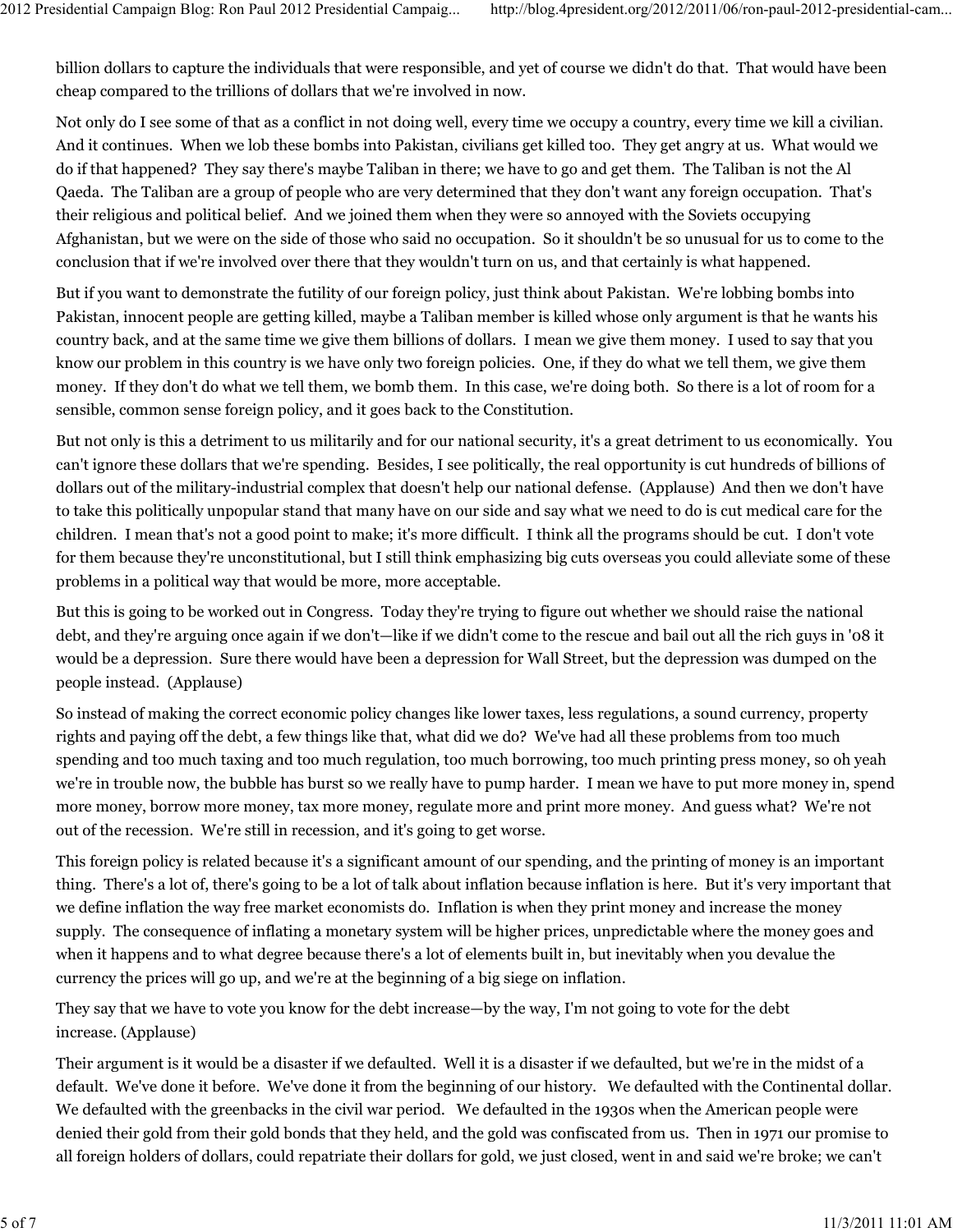billion dollars to capture the individuals that were responsible, and yet of course we didn't do that. That would have been cheap compared to the trillions of dollars that we're involved in now.

Not only do I see some of that as a conflict in not doing well, every time we occupy a country, every time we kill a civilian. And it continues. When we lob these bombs into Pakistan, civilians get killed too. They get angry at us. What would we do if that happened? They say there's maybe Taliban in there; we have to go and get them. The Taliban is not the Al Qaeda. The Taliban are a group of people who are very determined that they don't want any foreign occupation. That's their religious and political belief. And we joined them when they were so annoyed with the Soviets occupying Afghanistan, but we were on the side of those who said no occupation. So it shouldn't be so unusual for us to come to the conclusion that if we're involved over there that they wouldn't turn on us, and that certainly is what happened.

But if you want to demonstrate the futility of our foreign policy, just think about Pakistan. We're lobbing bombs into Pakistan, innocent people are getting killed, maybe a Taliban member is killed whose only argument is that he wants his country back, and at the same time we give them billions of dollars. I mean we give them money. I used to say that you know our problem in this country is we have only two foreign policies. One, if they do what we tell them, we give them money. If they don't do what we tell them, we bomb them. In this case, we're doing both. So there is a lot of room for a sensible, common sense foreign policy, and it goes back to the Constitution.

But not only is this a detriment to us militarily and for our national security, it's a great detriment to us economically. You can't ignore these dollars that we're spending. Besides, I see politically, the real opportunity is cut hundreds of billions of dollars out of the military-industrial complex that doesn't help our national defense. (Applause) And then we don't have to take this politically unpopular stand that many have on our side and say what we need to do is cut medical care for the children. I mean that's not a good point to make; it's more difficult. I think all the programs should be cut. I don't vote for them because they're unconstitutional, but I still think emphasizing big cuts overseas you could alleviate some of these problems in a political way that would be more, more acceptable.

But this is going to be worked out in Congress. Today they're trying to figure out whether we should raise the national debt, and they're arguing once again if we don't—like if we didn't come to the rescue and bail out all the rich guys in '08 it would be a depression. Sure there would have been a depression for Wall Street, but the depression was dumped on the people instead. (Applause)

So instead of making the correct economic policy changes like lower taxes, less regulations, a sound currency, property rights and paying off the debt, a few things like that, what did we do? We've had all these problems from too much spending and too much taxing and too much regulation, too much borrowing, too much printing press money, so oh yeah we're in trouble now, the bubble has burst so we really have to pump harder. I mean we have to put more money in, spend more money, borrow more money, tax more money, regulate more and print more money. And guess what? We're not out of the recession. We're still in recession, and it's going to get worse.

This foreign policy is related because it's a significant amount of our spending, and the printing of money is an important thing. There's a lot of, there's going to be a lot of talk about inflation because inflation is here. But it's very important that we define inflation the way free market economists do. Inflation is when they print money and increase the money supply. The consequence of inflating a monetary system will be higher prices, unpredictable where the money goes and when it happens and to what degree because there's a lot of elements built in, but inevitably when you devalue the currency the prices will go up, and we're at the beginning of a big siege on inflation.

They say that we have to vote you know for the debt increase—by the way, I'm not going to vote for the debt increase. (Applause)

Their argument is it would be a disaster if we defaulted. Well it is a disaster if we defaulted, but we're in the midst of a default. We've done it before. We've done it from the beginning of our history. We defaulted with the Continental dollar. We defaulted with the greenbacks in the civil war period. We defaulted in the 1930s when the American people were denied their gold from their gold bonds that they held, and the gold was confiscated from us. Then in 1971 our promise to all foreign holders of dollars, could repatriate their dollars for gold, we just closed, went in and said we're broke; we can't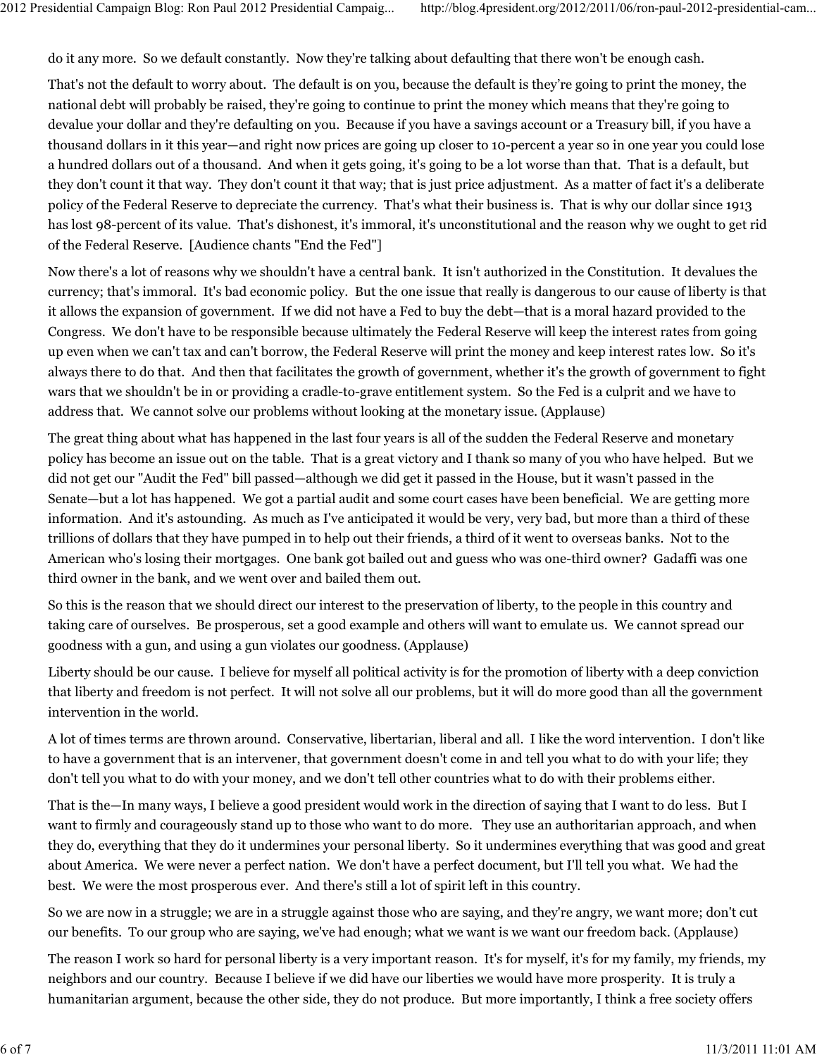do it any more. So we default constantly. Now they're talking about defaulting that there won't be enough cash.

That's not the default to worry about. The default is on you, because the default is they're going to print the money, the national debt will probably be raised, they're going to continue to print the money which means that they're going to devalue your dollar and they're defaulting on you. Because if you have a savings account or a Treasury bill, if you have a thousand dollars in it this year—and right now prices are going up closer to 10-percent a year so in one year you could lose a hundred dollars out of a thousand. And when it gets going, it's going to be a lot worse than that. That is a default, but they don't count it that way. They don't count it that way; that is just price adjustment. As a matter of fact it's a deliberate policy of the Federal Reserve to depreciate the currency. That's what their business is. That is why our dollar since 1913 has lost 98-percent of its value. That's dishonest, it's immoral, it's unconstitutional and the reason why we ought to get rid of the Federal Reserve. [Audience chants "End the Fed"]

Now there's a lot of reasons why we shouldn't have a central bank. It isn't authorized in the Constitution. It devalues the currency; that's immoral. It's bad economic policy. But the one issue that really is dangerous to our cause of liberty is that it allows the expansion of government. If we did not have a Fed to buy the debt—that is a moral hazard provided to the Congress. We don't have to be responsible because ultimately the Federal Reserve will keep the interest rates from going up even when we can't tax and can't borrow, the Federal Reserve will print the money and keep interest rates low. So it's always there to do that. And then that facilitates the growth of government, whether it's the growth of government to fight wars that we shouldn't be in or providing a cradle-to-grave entitlement system. So the Fed is a culprit and we have to address that. We cannot solve our problems without looking at the monetary issue. (Applause)

The great thing about what has happened in the last four years is all of the sudden the Federal Reserve and monetary policy has become an issue out on the table. That is a great victory and I thank so many of you who have helped. But we did not get our "Audit the Fed" bill passed—although we did get it passed in the House, but it wasn't passed in the Senate—but a lot has happened. We got a partial audit and some court cases have been beneficial. We are getting more information. And it's astounding. As much as I've anticipated it would be very, very bad, but more than a third of these trillions of dollars that they have pumped in to help out their friends, a third of it went to overseas banks. Not to the American who's losing their mortgages. One bank got bailed out and guess who was one-third owner? Gadaffi was one third owner in the bank, and we went over and bailed them out.

So this is the reason that we should direct our interest to the preservation of liberty, to the people in this country and taking care of ourselves. Be prosperous, set a good example and others will want to emulate us. We cannot spread our goodness with a gun, and using a gun violates our goodness. (Applause)

Liberty should be our cause. I believe for myself all political activity is for the promotion of liberty with a deep conviction that liberty and freedom is not perfect. It will not solve all our problems, but it will do more good than all the government intervention in the world.

A lot of times terms are thrown around. Conservative, libertarian, liberal and all. I like the word intervention. I don't like to have a government that is an intervener, that government doesn't come in and tell you what to do with your life; they don't tell you what to do with your money, and we don't tell other countries what to do with their problems either.

That is the—In many ways, I believe a good president would work in the direction of saying that I want to do less. But I want to firmly and courageously stand up to those who want to do more. They use an authoritarian approach, and when they do, everything that they do it undermines your personal liberty. So it undermines everything that was good and great about America. We were never a perfect nation. We don't have a perfect document, but I'll tell you what. We had the best. We were the most prosperous ever. And there's still a lot of spirit left in this country.

So we are now in a struggle; we are in a struggle against those who are saying, and they're angry, we want more; don't cut our benefits. To our group who are saying, we've had enough; what we want is we want our freedom back. (Applause)

The reason I work so hard for personal liberty is a very important reason. It's for myself, it's for my family, my friends, my neighbors and our country. Because I believe if we did have our liberties we would have more prosperity. It is truly a humanitarian argument, because the other side, they do not produce. But more importantly, I think a free society offers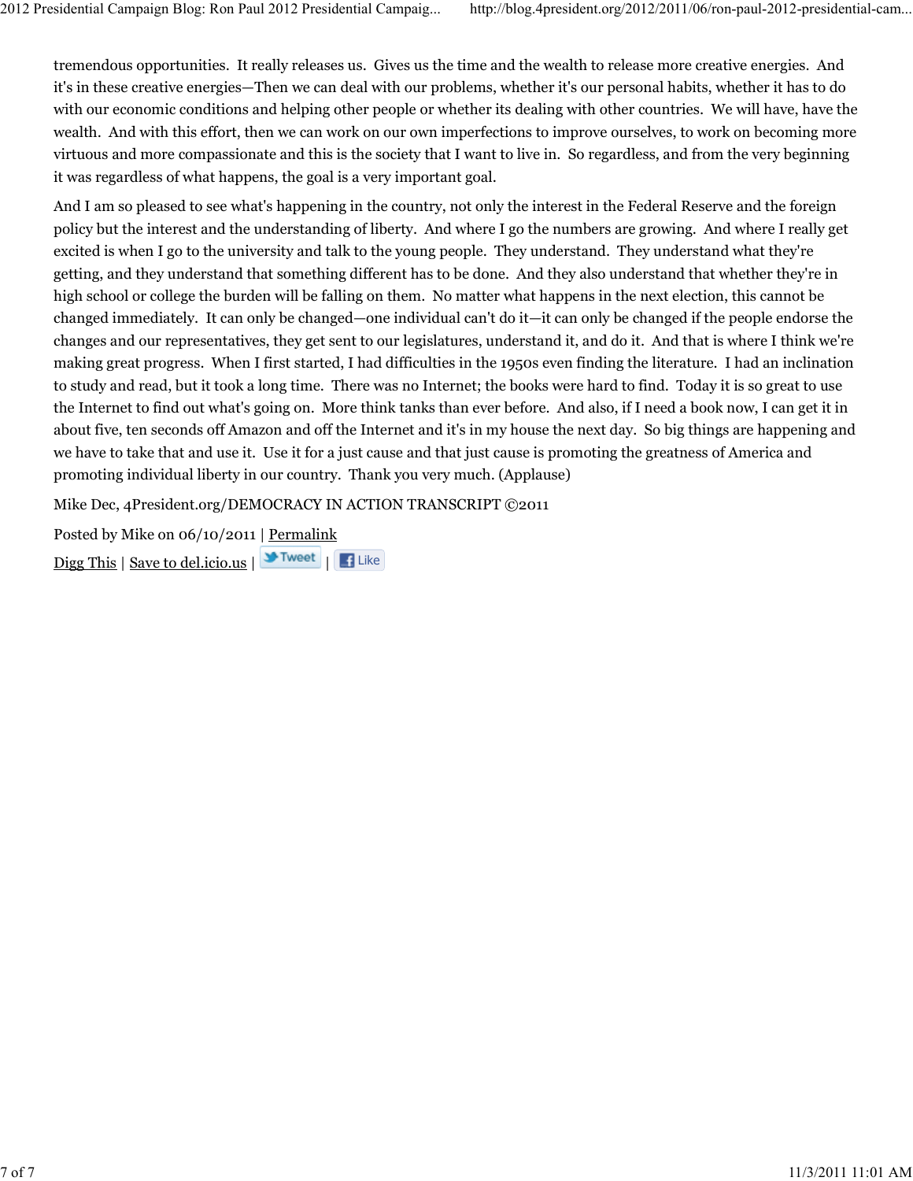tremendous opportunities. It really releases us. Gives us the time and the wealth to release more creative energies. And it's in these creative energies—Then we can deal with our problems, whether it's our personal habits, whether it has to do with our economic conditions and helping other people or whether its dealing with other countries. We will have, have the wealth. And with this effort, then we can work on our own imperfections to improve ourselves, to work on becoming more virtuous and more compassionate and this is the society that I want to live in. So regardless, and from the very beginning it was regardless of what happens, the goal is a very important goal.

And I am so pleased to see what's happening in the country, not only the interest in the Federal Reserve and the foreign policy but the interest and the understanding of liberty. And where I go the numbers are growing. And where I really get excited is when I go to the university and talk to the young people. They understand. They understand what they're getting, and they understand that something different has to be done. And they also understand that whether they're in high school or college the burden will be falling on them. No matter what happens in the next election, this cannot be changed immediately. It can only be changed—one individual can't do it—it can only be changed if the people endorse the changes and our representatives, they get sent to our legislatures, understand it, and do it. And that is where I think we're making great progress. When I first started, I had difficulties in the 1950s even finding the literature. I had an inclination to study and read, but it took a long time. There was no Internet; the books were hard to find. Today it is so great to use the Internet to find out what's going on. More think tanks than ever before. And also, if I need a book now, I can get it in about five, ten seconds off Amazon and off the Internet and it's in my house the next day. So big things are happening and we have to take that and use it. Use it for a just cause and that just cause is promoting the greatness of America and promoting individual liberty in our country. Thank you very much. (Applause)

Mike Dec, 4President.org/DEMOCRACY IN ACTION TRANSCRIPT ©2011

Posted by Mike on 06/10/2011 | Permalink

Digg This | Save to del.icio.us | Tweet | Like